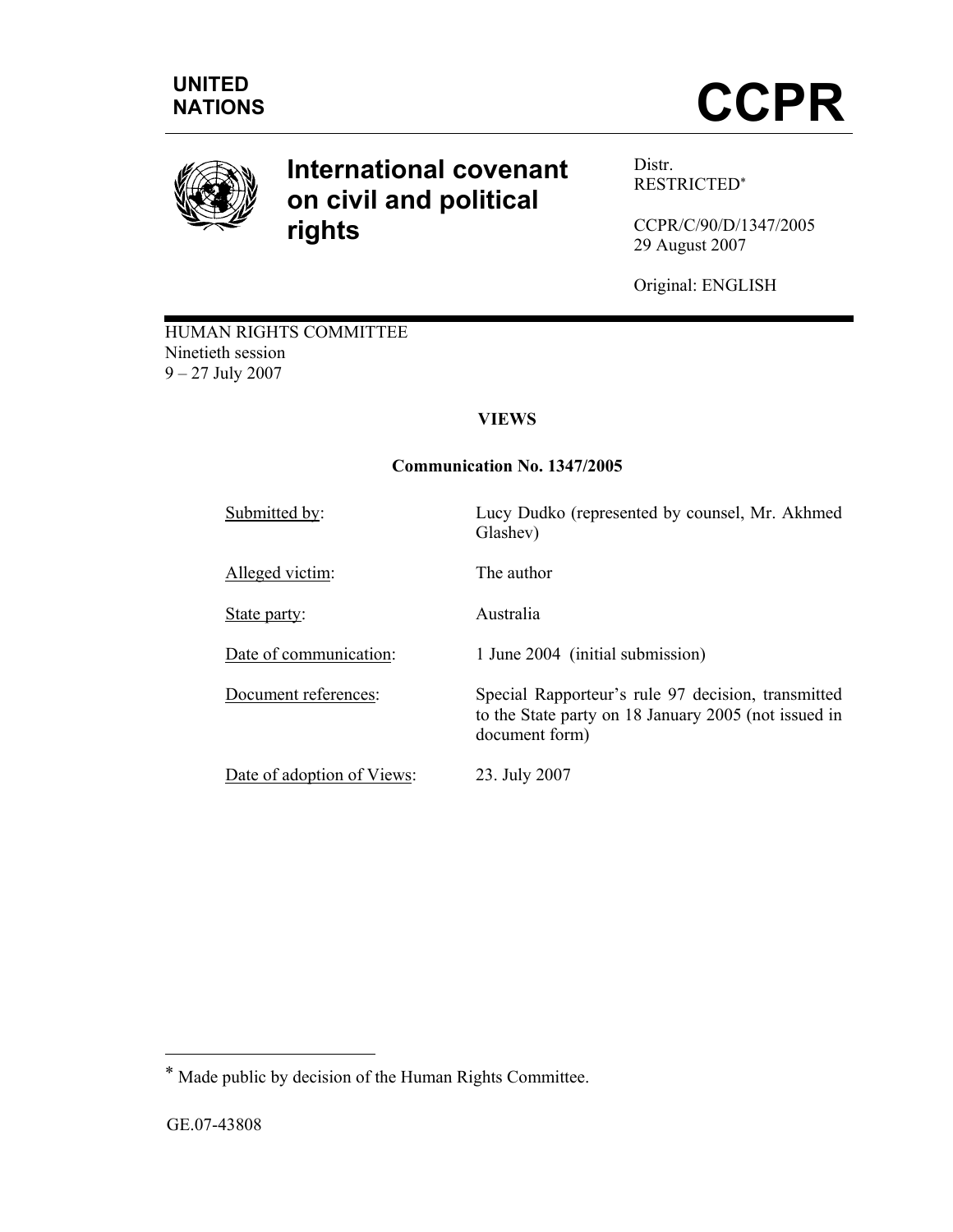UNITED NATIONS

# CCPR

# International covenant on civil and political rights

Distr.
RESTRICTED*

CCPR/C/90/D/1347/2005
29 August 2007

Original: ENGLISH

HUMAN RIGHTS COMMITTEE
Ninetieth session
9 – 27 July 2007

**VIEWS**

**Communication No. 1347/2005**

| | |
|---|---|
| Submitted by: | Lucy Dudko (represented by counsel, Mr. Akhmed Glashev) |
| Alleged victim: | The author |
| State party: | Australia |
| Date of communication: | 1 June 2004 (initial submission) |
| Document references: | Special Rapporteur's rule 97 decision, transmitted to the State party on 18 January 2005 (not issued in document form) |
| Date of adoption of Views: | 23. July 2007 |

---

* Made public by decision of the Human Rights Committee.

GE.07-43808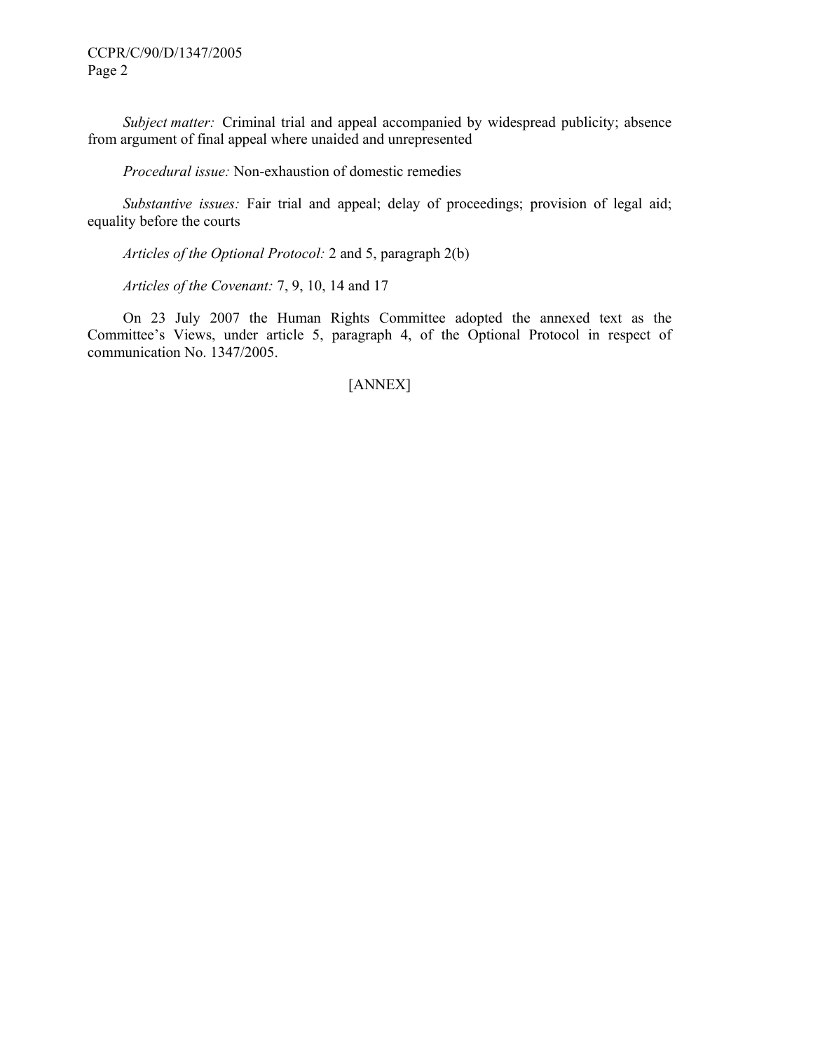*Subject matter:* Criminal trial and appeal accompanied by widespread publicity; absence from argument of final appeal where unaided and unrepresented

*Procedural issue:* Non-exhaustion of domestic remedies

*Substantive issues:* Fair trial and appeal; delay of proceedings; provision of legal aid; equality before the courts

*Articles of the Optional Protocol:* 2 and 5, paragraph 2(b)

*Articles of the Covenant:* 7, 9, 10, 14 and 17

On 23 July 2007 the Human Rights Committee adopted the annexed text as the Committee's Views, under article 5, paragraph 4, of the Optional Protocol in respect of communication No. 1347/2005.

[ANNEX]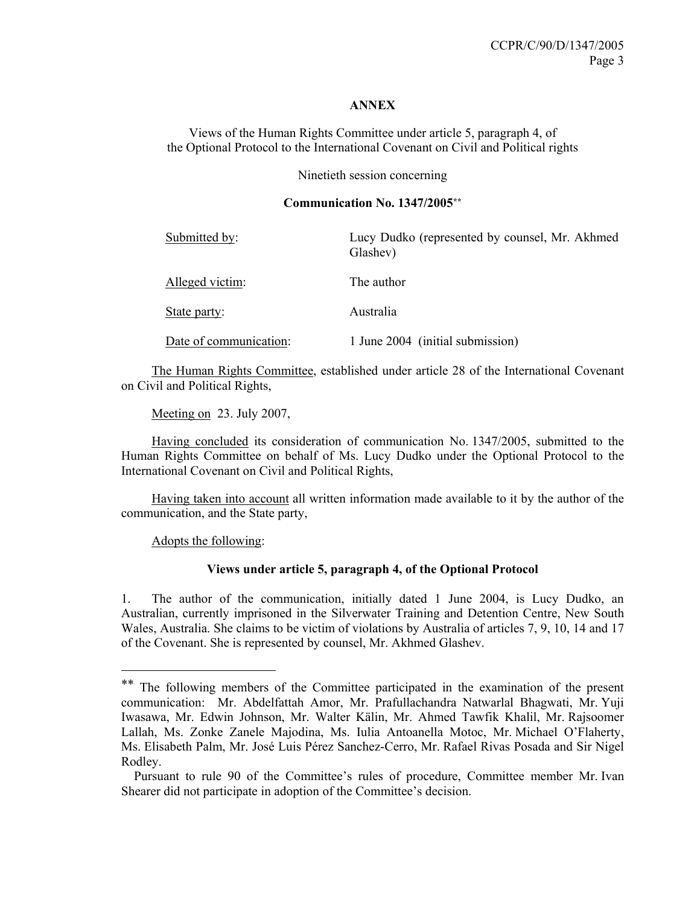**ANNEX**

Views of the Human Rights Committee under article 5, paragraph 4, of the Optional Protocol to the International Covenant on Civil and Political rights

Ninetieth session concerning

**Communication No. 1347/2005**[**]

| | |
|---|---|
| Submitted by: | Lucy Dudko (represented by counsel, Mr. Akhmed Glashev) |
| Alleged victim: | The author |
| State party: | Australia |
| Date of communication: | 1 June 2004 (initial submission) |

The Human Rights Committee, established under article 28 of the International Covenant on Civil and Political Rights,

Meeting on 23. July 2007,

Having concluded its consideration of communication No. 1347/2005, submitted to the Human Rights Committee on behalf of Ms. Lucy Dudko under the Optional Protocol to the International Covenant on Civil and Political Rights,

Having taken into account all written information made available to it by the author of the communication, and the State party,

Adopts the following:

**Views under article 5, paragraph 4, of the Optional Protocol**

1. The author of the communication, initially dated 1 June 2004, is Lucy Dudko, an Australian, currently imprisoned in the Silverwater Training and Detention Centre, New South Wales, Australia. She claims to be victim of violations by Australia of articles 7, 9, 10, 14 and 17 of the Covenant. She is represented by counsel, Mr. Akhmed Glashev.

---

[**] The following members of the Committee participated in the examination of the present communication: Mr. Abdelfattah Amor, Mr. Prafullachandra Natwarlal Bhagwati, Mr. Yuji Iwasawa, Mr. Edwin Johnson, Mr. Walter Kälin, Mr. Ahmed Tawfik Khalil, Mr. Rajsoomer Lallah, Ms. Zonke Zanele Majodina, Ms. Iulia Antoanella Motoc, Mr. Michael O'Flaherty, Ms. Elisabeth Palm, Mr. José Luis Pérez Sanchez-Cerro, Mr. Rafael Rivas Posada and Sir Nigel Rodley.

Pursuant to rule 90 of the Committee's rules of procedure, Committee member Mr. Ivan Shearer did not participate in adoption of the Committee's decision.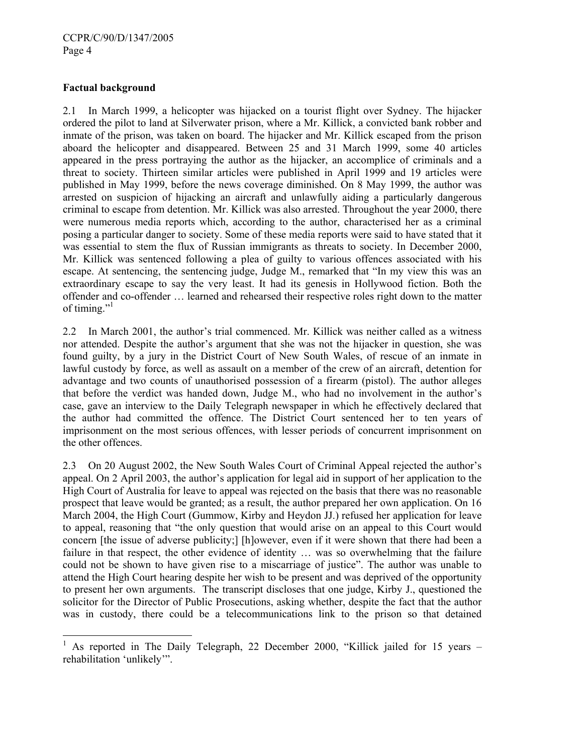**Factual background**

2.1 In March 1999, a helicopter was hijacked on a tourist flight over Sydney. The hijacker ordered the pilot to land at Silverwater prison, where a Mr. Killick, a convicted bank robber and inmate of the prison, was taken on board. The hijacker and Mr. Killick escaped from the prison aboard the helicopter and disappeared. Between 25 and 31 March 1999, some 40 articles appeared in the press portraying the author as the hijacker, an accomplice of criminals and a threat to society. Thirteen similar articles were published in April 1999 and 19 articles were published in May 1999, before the news coverage diminished. On 8 May 1999, the author was arrested on suspicion of hijacking an aircraft and unlawfully aiding a particularly dangerous criminal to escape from detention. Mr. Killick was also arrested. Throughout the year 2000, there were numerous media reports which, according to the author, characterised her as a criminal posing a particular danger to society. Some of these media reports were said to have stated that it was essential to stem the flux of Russian immigrants as threats to society. In December 2000, Mr. Killick was sentenced following a plea of guilty to various offences associated with his escape. At sentencing, the sentencing judge, Judge M., remarked that "In my view this was an extraordinary escape to say the very least. It had its genesis in Hollywood fiction. Both the offender and co-offender … learned and rehearsed their respective roles right down to the matter of timing."[1]

2.2 In March 2001, the author's trial commenced. Mr. Killick was neither called as a witness nor attended. Despite the author's argument that she was not the hijacker in question, she was found guilty, by a jury in the District Court of New South Wales, of rescue of an inmate in lawful custody by force, as well as assault on a member of the crew of an aircraft, detention for advantage and two counts of unauthorised possession of a firearm (pistol). The author alleges that before the verdict was handed down, Judge M., who had no involvement in the author's case, gave an interview to the Daily Telegraph newspaper in which he effectively declared that the author had committed the offence. The District Court sentenced her to ten years of imprisonment on the most serious offences, with lesser periods of concurrent imprisonment on the other offences.

2.3 On 20 August 2002, the New South Wales Court of Criminal Appeal rejected the author's appeal. On 2 April 2003, the author's application for legal aid in support of her application to the High Court of Australia for leave to appeal was rejected on the basis that there was no reasonable prospect that leave would be granted; as a result, the author prepared her own application. On 16 March 2004, the High Court (Gummow, Kirby and Heydon JJ.) refused her application for leave to appeal, reasoning that "the only question that would arise on an appeal to this Court would concern [the issue of adverse publicity;] [h]owever, even if it were shown that there had been a failure in that respect, the other evidence of identity … was so overwhelming that the failure could not be shown to have given rise to a miscarriage of justice". The author was unable to attend the High Court hearing despite her wish to be present and was deprived of the opportunity to present her own arguments. The transcript discloses that one judge, Kirby J., questioned the solicitor for the Director of Public Prosecutions, asking whether, despite the fact that the author was in custody, there could be a telecommunications link to the prison so that detained

[1] As reported in The Daily Telegraph, 22 December 2000, "Killick jailed for 15 years – rehabilitation 'unlikely'".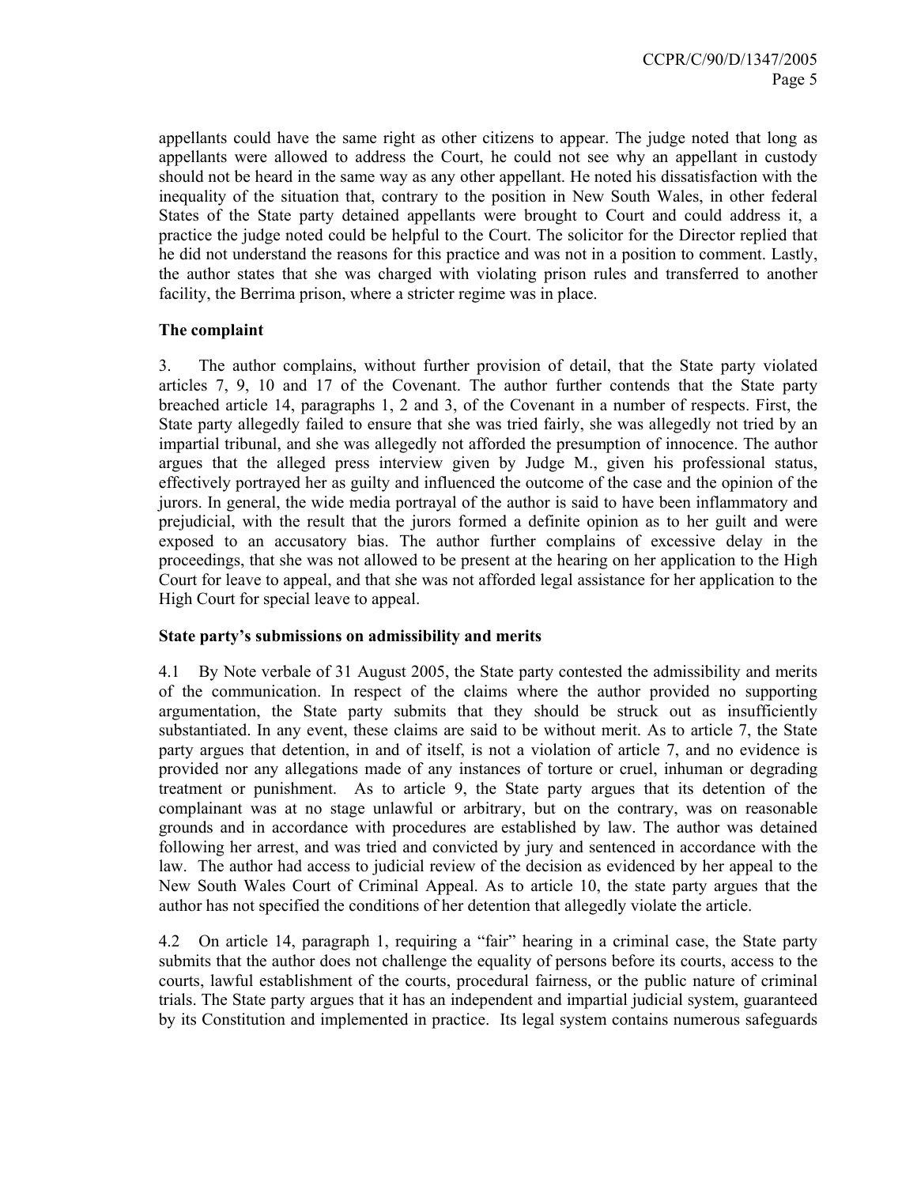appellants could have the same right as other citizens to appear. The judge noted that long as appellants were allowed to address the Court, he could not see why an appellant in custody should not be heard in the same way as any other appellant. He noted his dissatisfaction with the inequality of the situation that, contrary to the position in New South Wales, in other federal States of the State party detained appellants were brought to Court and could address it, a practice the judge noted could be helpful to the Court. The solicitor for the Director replied that he did not understand the reasons for this practice and was not in a position to comment. Lastly, the author states that she was charged with violating prison rules and transferred to another facility, the Berrima prison, where a stricter regime was in place.

### The complaint

3. The author complains, without further provision of detail, that the State party violated articles 7, 9, 10 and 17 of the Covenant. The author further contends that the State party breached article 14, paragraphs 1, 2 and 3, of the Covenant in a number of respects. First, the State party allegedly failed to ensure that she was tried fairly, she was allegedly not tried by an impartial tribunal, and she was allegedly not afforded the presumption of innocence. The author argues that the alleged press interview given by Judge M., given his professional status, effectively portrayed her as guilty and influenced the outcome of the case and the opinion of the jurors. In general, the wide media portrayal of the author is said to have been inflammatory and prejudicial, with the result that the jurors formed a definite opinion as to her guilt and were exposed to an accusatory bias. The author further complains of excessive delay in the proceedings, that she was not allowed to be present at the hearing on her application to the High Court for leave to appeal, and that she was not afforded legal assistance for her application to the High Court for special leave to appeal.

### State party's submissions on admissibility and merits

4.1 By Note verbale of 31 August 2005, the State party contested the admissibility and merits of the communication. In respect of the claims where the author provided no supporting argumentation, the State party submits that they should be struck out as insufficiently substantiated. In any event, these claims are said to be without merit. As to article 7, the State party argues that detention, in and of itself, is not a violation of article 7, and no evidence is provided nor any allegations made of any instances of torture or cruel, inhuman or degrading treatment or punishment. As to article 9, the State party argues that its detention of the complainant was at no stage unlawful or arbitrary, but on the contrary, was on reasonable grounds and in accordance with procedures are established by law. The author was detained following her arrest, and was tried and convicted by jury and sentenced in accordance with the law. The author had access to judicial review of the decision as evidenced by her appeal to the New South Wales Court of Criminal Appeal. As to article 10, the state party argues that the author has not specified the conditions of her detention that allegedly violate the article.

4.2 On article 14, paragraph 1, requiring a "fair" hearing in a criminal case, the State party submits that the author does not challenge the equality of persons before its courts, access to the courts, lawful establishment of the courts, procedural fairness, or the public nature of criminal trials. The State party argues that it has an independent and impartial judicial system, guaranteed by its Constitution and implemented in practice. Its legal system contains numerous safeguards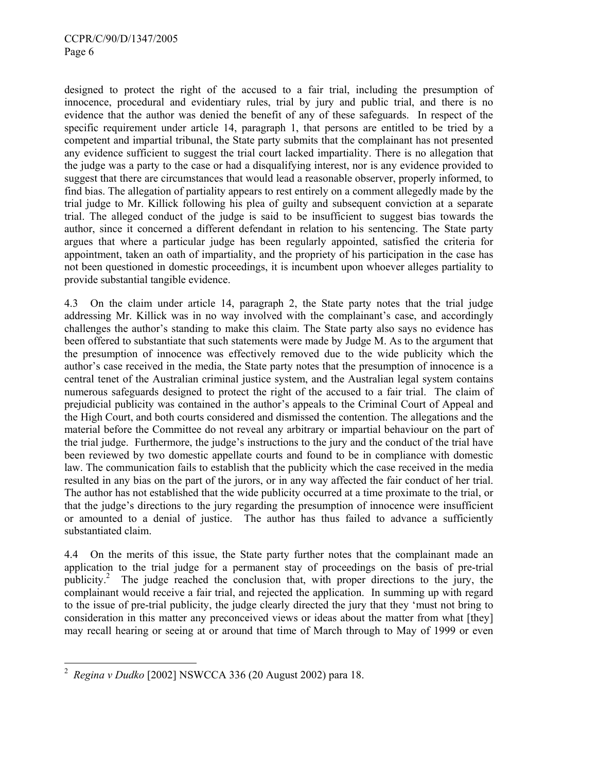designed to protect the right of the accused to a fair trial, including the presumption of innocence, procedural and evidentiary rules, trial by jury and public trial, and there is no evidence that the author was denied the benefit of any of these safeguards. In respect of the specific requirement under article 14, paragraph 1, that persons are entitled to be tried by a competent and impartial tribunal, the State party submits that the complainant has not presented any evidence sufficient to suggest the trial court lacked impartiality. There is no allegation that the judge was a party to the case or had a disqualifying interest, nor is any evidence provided to suggest that there are circumstances that would lead a reasonable observer, properly informed, to find bias. The allegation of partiality appears to rest entirely on a comment allegedly made by the trial judge to Mr. Killick following his plea of guilty and subsequent conviction at a separate trial. The alleged conduct of the judge is said to be insufficient to suggest bias towards the author, since it concerned a different defendant in relation to his sentencing. The State party argues that where a particular judge has been regularly appointed, satisfied the criteria for appointment, taken an oath of impartiality, and the propriety of his participation in the case has not been questioned in domestic proceedings, it is incumbent upon whoever alleges partiality to provide substantial tangible evidence.

4.3 On the claim under article 14, paragraph 2, the State party notes that the trial judge addressing Mr. Killick was in no way involved with the complainant's case, and accordingly challenges the author's standing to make this claim. The State party also says no evidence has been offered to substantiate that such statements were made by Judge M. As to the argument that the presumption of innocence was effectively removed due to the wide publicity which the author's case received in the media, the State party notes that the presumption of innocence is a central tenet of the Australian criminal justice system, and the Australian legal system contains numerous safeguards designed to protect the right of the accused to a fair trial. The claim of prejudicial publicity was contained in the author's appeals to the Criminal Court of Appeal and the High Court, and both courts considered and dismissed the contention. The allegations and the material before the Committee do not reveal any arbitrary or impartial behaviour on the part of the trial judge. Furthermore, the judge's instructions to the jury and the conduct of the trial have been reviewed by two domestic appellate courts and found to be in compliance with domestic law. The communication fails to establish that the publicity which the case received in the media resulted in any bias on the part of the jurors, or in any way affected the fair conduct of her trial. The author has not established that the wide publicity occurred at a time proximate to the trial, or that the judge's directions to the jury regarding the presumption of innocence were insufficient or amounted to a denial of justice. The author has thus failed to advance a sufficiently substantiated claim.

4.4 On the merits of this issue, the State party further notes that the complainant made an application to the trial judge for a permanent stay of proceedings on the basis of pre-trial publicity.[2] The judge reached the conclusion that, with proper directions to the jury, the complainant would receive a fair trial, and rejected the application. In summing up with regard to the issue of pre-trial publicity, the judge clearly directed the jury that they 'must not bring to consideration in this matter any preconceived views or ideas about the matter from what [they] may recall hearing or seeing at or around that time of March through to May of 1999 or even

---

[2] *Regina v Dudko* [2002] NSWCCA 336 (20 August 2002) para 18.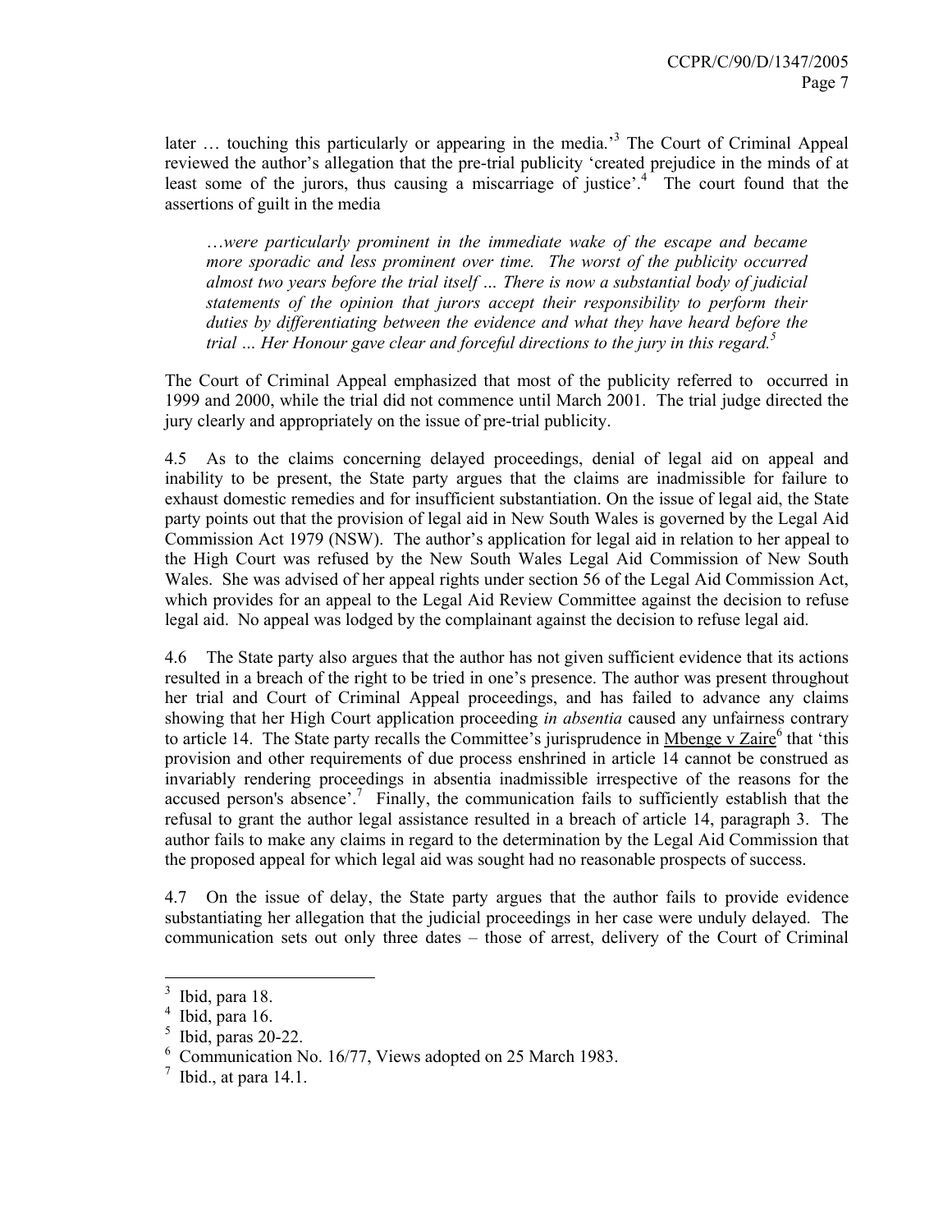later … touching this particularly or appearing in the media.'[3] The Court of Criminal Appeal reviewed the author's allegation that the pre-trial publicity 'created prejudice in the minds of at least some of the jurors, thus causing a miscarriage of justice'.[4] The court found that the assertions of guilt in the media

> *…were particularly prominent in the immediate wake of the escape and became more sporadic and less prominent over time. The worst of the publicity occurred almost two years before the trial itself … There is now a substantial body of judicial statements of the opinion that jurors accept their responsibility to perform their duties by differentiating between the evidence and what they have heard before the trial … Her Honour gave clear and forceful directions to the jury in this regard.*[5]

The Court of Criminal Appeal emphasized that most of the publicity referred to occurred in 1999 and 2000, while the trial did not commence until March 2001. The trial judge directed the jury clearly and appropriately on the issue of pre-trial publicity.

4.5 As to the claims concerning delayed proceedings, denial of legal aid on appeal and inability to be present, the State party argues that the claims are inadmissible for failure to exhaust domestic remedies and for insufficient substantiation. On the issue of legal aid, the State party points out that the provision of legal aid in New South Wales is governed by the Legal Aid Commission Act 1979 (NSW). The author's application for legal aid in relation to her appeal to the High Court was refused by the New South Wales Legal Aid Commission of New South Wales. She was advised of her appeal rights under section 56 of the Legal Aid Commission Act, which provides for an appeal to the Legal Aid Review Committee against the decision to refuse legal aid. No appeal was lodged by the complainant against the decision to refuse legal aid.

4.6 The State party also argues that the author has not given sufficient evidence that its actions resulted in a breach of the right to be tried in one's presence. The author was present throughout her trial and Court of Criminal Appeal proceedings, and has failed to advance any claims showing that her High Court application proceeding *in absentia* caused any unfairness contrary to article 14. The State party recalls the Committee's jurisprudence in Mbenge v Zaire[6] that 'this provision and other requirements of due process enshrined in article 14 cannot be construed as invariably rendering proceedings in absentia inadmissible irrespective of the reasons for the accused person's absence'.[7] Finally, the communication fails to sufficiently establish that the refusal to grant the author legal assistance resulted in a breach of article 14, paragraph 3. The author fails to make any claims in regard to the determination by the Legal Aid Commission that the proposed appeal for which legal aid was sought had no reasonable prospects of success.

4.7 On the issue of delay, the State party argues that the author fails to provide evidence substantiating her allegation that the judicial proceedings in her case were unduly delayed. The communication sets out only three dates – those of arrest, delivery of the Court of Criminal

---

[3] Ibid, para 18.

[4] Ibid, para 16.

[5] Ibid, paras 20-22.

[6] Communication No. 16/77, Views adopted on 25 March 1983.

[7] Ibid., at para 14.1.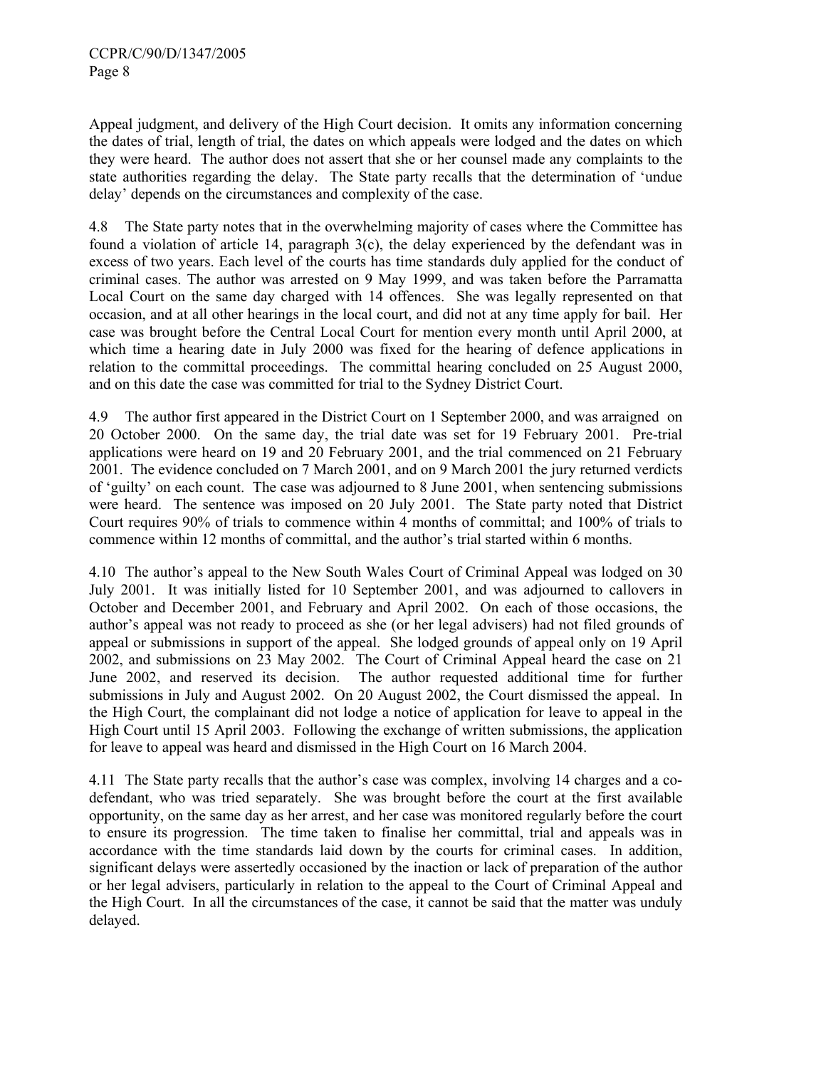Appeal judgment, and delivery of the High Court decision. It omits any information concerning the dates of trial, length of trial, the dates on which appeals were lodged and the dates on which they were heard. The author does not assert that she or her counsel made any complaints to the state authorities regarding the delay. The State party recalls that the determination of 'undue delay' depends on the circumstances and complexity of the case.

4.8 The State party notes that in the overwhelming majority of cases where the Committee has found a violation of article 14, paragraph 3(c), the delay experienced by the defendant was in excess of two years. Each level of the courts has time standards duly applied for the conduct of criminal cases. The author was arrested on 9 May 1999, and was taken before the Parramatta Local Court on the same day charged with 14 offences. She was legally represented on that occasion, and at all other hearings in the local court, and did not at any time apply for bail. Her case was brought before the Central Local Court for mention every month until April 2000, at which time a hearing date in July 2000 was fixed for the hearing of defence applications in relation to the committal proceedings. The committal hearing concluded on 25 August 2000, and on this date the case was committed for trial to the Sydney District Court.

4.9 The author first appeared in the District Court on 1 September 2000, and was arraigned on 20 October 2000. On the same day, the trial date was set for 19 February 2001. Pre-trial applications were heard on 19 and 20 February 2001, and the trial commenced on 21 February 2001. The evidence concluded on 7 March 2001, and on 9 March 2001 the jury returned verdicts of 'guilty' on each count. The case was adjourned to 8 June 2001, when sentencing submissions were heard. The sentence was imposed on 20 July 2001. The State party noted that District Court requires 90% of trials to commence within 4 months of committal; and 100% of trials to commence within 12 months of committal, and the author's trial started within 6 months.

4.10 The author's appeal to the New South Wales Court of Criminal Appeal was lodged on 30 July 2001. It was initially listed for 10 September 2001, and was adjourned to callovers in October and December 2001, and February and April 2002. On each of those occasions, the author's appeal was not ready to proceed as she (or her legal advisers) had not filed grounds of appeal or submissions in support of the appeal. She lodged grounds of appeal only on 19 April 2002, and submissions on 23 May 2002. The Court of Criminal Appeal heard the case on 21 June 2002, and reserved its decision. The author requested additional time for further submissions in July and August 2002. On 20 August 2002, the Court dismissed the appeal. In the High Court, the complainant did not lodge a notice of application for leave to appeal in the High Court until 15 April 2003. Following the exchange of written submissions, the application for leave to appeal was heard and dismissed in the High Court on 16 March 2004.

4.11 The State party recalls that the author's case was complex, involving 14 charges and a co-defendant, who was tried separately. She was brought before the court at the first available opportunity, on the same day as her arrest, and her case was monitored regularly before the court to ensure its progression. The time taken to finalise her committal, trial and appeals was in accordance with the time standards laid down by the courts for criminal cases. In addition, significant delays were assertedly occasioned by the inaction or lack of preparation of the author or her legal advisers, particularly in relation to the appeal to the Court of Criminal Appeal and the High Court. In all the circumstances of the case, it cannot be said that the matter was unduly delayed.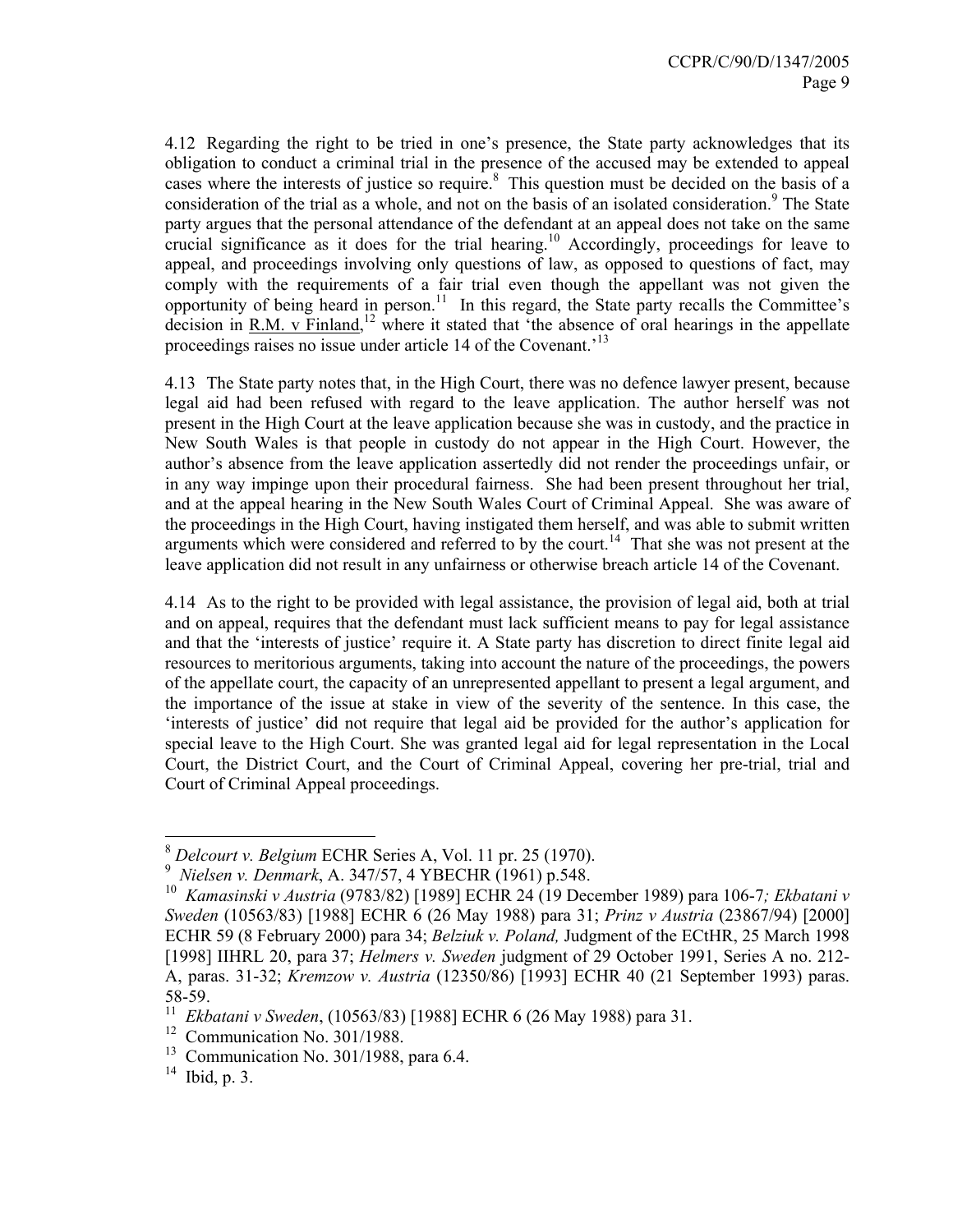4.12 Regarding the right to be tried in one's presence, the State party acknowledges that its obligation to conduct a criminal trial in the presence of the accused may be extended to appeal cases where the interests of justice so require.[8] This question must be decided on the basis of a consideration of the trial as a whole, and not on the basis of an isolated consideration.[9] The State party argues that the personal attendance of the defendant at an appeal does not take on the same crucial significance as it does for the trial hearing.[10] Accordingly, proceedings for leave to appeal, and proceedings involving only questions of law, as opposed to questions of fact, may comply with the requirements of a fair trial even though the appellant was not given the opportunity of being heard in person.[11] In this regard, the State party recalls the Committee's decision in R.M. v Finland,[12] where it stated that 'the absence of oral hearings in the appellate proceedings raises no issue under article 14 of the Covenant.'[13]

4.13 The State party notes that, in the High Court, there was no defence lawyer present, because legal aid had been refused with regard to the leave application. The author herself was not present in the High Court at the leave application because she was in custody, and the practice in New South Wales is that people in custody do not appear in the High Court. However, the author's absence from the leave application assertedly did not render the proceedings unfair, or in any way impinge upon their procedural fairness. She had been present throughout her trial, and at the appeal hearing in the New South Wales Court of Criminal Appeal. She was aware of the proceedings in the High Court, having instigated them herself, and was able to submit written arguments which were considered and referred to by the court.[14] That she was not present at the leave application did not result in any unfairness or otherwise breach article 14 of the Covenant.

4.14 As to the right to be provided with legal assistance, the provision of legal aid, both at trial and on appeal, requires that the defendant must lack sufficient means to pay for legal assistance and that the 'interests of justice' require it. A State party has discretion to direct finite legal aid resources to meritorious arguments, taking into account the nature of the proceedings, the powers of the appellate court, the capacity of an unrepresented appellant to present a legal argument, and the importance of the issue at stake in view of the severity of the sentence. In this case, the 'interests of justice' did not require that legal aid be provided for the author's application for special leave to the High Court. She was granted legal aid for legal representation in the Local Court, the District Court, and the Court of Criminal Appeal, covering her pre-trial, trial and Court of Criminal Appeal proceedings.

---

[8] *Delcourt v. Belgium* ECHR Series A, Vol. 11 pr. 25 (1970).

[9] *Nielsen v. Denmark*, A. 347/57, 4 YBECHR (1961) p.548.

[10] *Kamasinski v Austria* (9783/82) [1989] ECHR 24 (19 December 1989) para 106-7*; Ekbatani v Sweden* (10563/83) [1988] ECHR 6 (26 May 1988) para 31; *Prinz v Austria* (23867/94) [2000] ECHR 59 (8 February 2000) para 34; *Belziuk v. Poland,* Judgment of the ECtHR, 25 March 1998 [1998] IIHRL 20, para 37; *Helmers v. Sweden* judgment of 29 October 1991, Series A no. 212-A, paras. 31-32; *Kremzow v. Austria* (12350/86) [1993] ECHR 40 (21 September 1993) paras. 58-59.

[11] *Ekbatani v Sweden*, (10563/83) [1988] ECHR 6 (26 May 1988) para 31.

[12] Communication No. 301/1988.

[13] Communication No. 301/1988, para 6.4.

[14] Ibid, p. 3.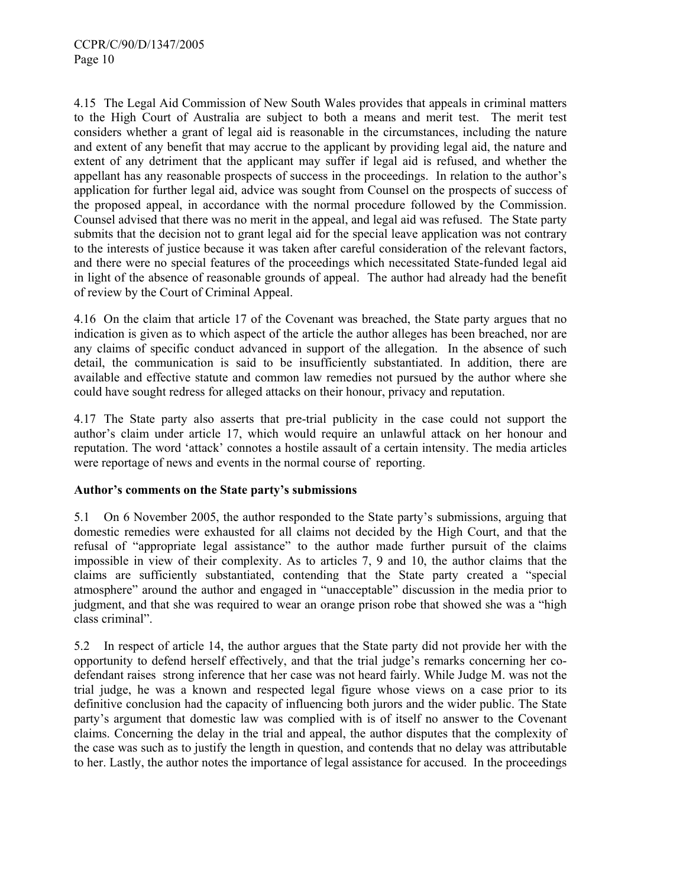4.15 The Legal Aid Commission of New South Wales provides that appeals in criminal matters to the High Court of Australia are subject to both a means and merit test. The merit test considers whether a grant of legal aid is reasonable in the circumstances, including the nature and extent of any benefit that may accrue to the applicant by providing legal aid, the nature and extent of any detriment that the applicant may suffer if legal aid is refused, and whether the appellant has any reasonable prospects of success in the proceedings. In relation to the author's application for further legal aid, advice was sought from Counsel on the prospects of success of the proposed appeal, in accordance with the normal procedure followed by the Commission. Counsel advised that there was no merit in the appeal, and legal aid was refused. The State party submits that the decision not to grant legal aid for the special leave application was not contrary to the interests of justice because it was taken after careful consideration of the relevant factors, and there were no special features of the proceedings which necessitated State-funded legal aid in light of the absence of reasonable grounds of appeal. The author had already had the benefit of review by the Court of Criminal Appeal.

4.16 On the claim that article 17 of the Covenant was breached, the State party argues that no indication is given as to which aspect of the article the author alleges has been breached, nor are any claims of specific conduct advanced in support of the allegation. In the absence of such detail, the communication is said to be insufficiently substantiated. In addition, there are available and effective statute and common law remedies not pursued by the author where she could have sought redress for alleged attacks on their honour, privacy and reputation.

4.17 The State party also asserts that pre-trial publicity in the case could not support the author's claim under article 17, which would require an unlawful attack on her honour and reputation. The word 'attack' connotes a hostile assault of a certain intensity. The media articles were reportage of news and events in the normal course of reporting.

**Author's comments on the State party's submissions**

5.1 On 6 November 2005, the author responded to the State party's submissions, arguing that domestic remedies were exhausted for all claims not decided by the High Court, and that the refusal of "appropriate legal assistance" to the author made further pursuit of the claims impossible in view of their complexity. As to articles 7, 9 and 10, the author claims that the claims are sufficiently substantiated, contending that the State party created a "special atmosphere" around the author and engaged in "unacceptable" discussion in the media prior to judgment, and that she was required to wear an orange prison robe that showed she was a "high class criminal".

5.2 In respect of article 14, the author argues that the State party did not provide her with the opportunity to defend herself effectively, and that the trial judge's remarks concerning her co-defendant raises strong inference that her case was not heard fairly. While Judge M. was not the trial judge, he was a known and respected legal figure whose views on a case prior to its definitive conclusion had the capacity of influencing both jurors and the wider public. The State party's argument that domestic law was complied with is of itself no answer to the Covenant claims. Concerning the delay in the trial and appeal, the author disputes that the complexity of the case was such as to justify the length in question, and contends that no delay was attributable to her. Lastly, the author notes the importance of legal assistance for accused. In the proceedings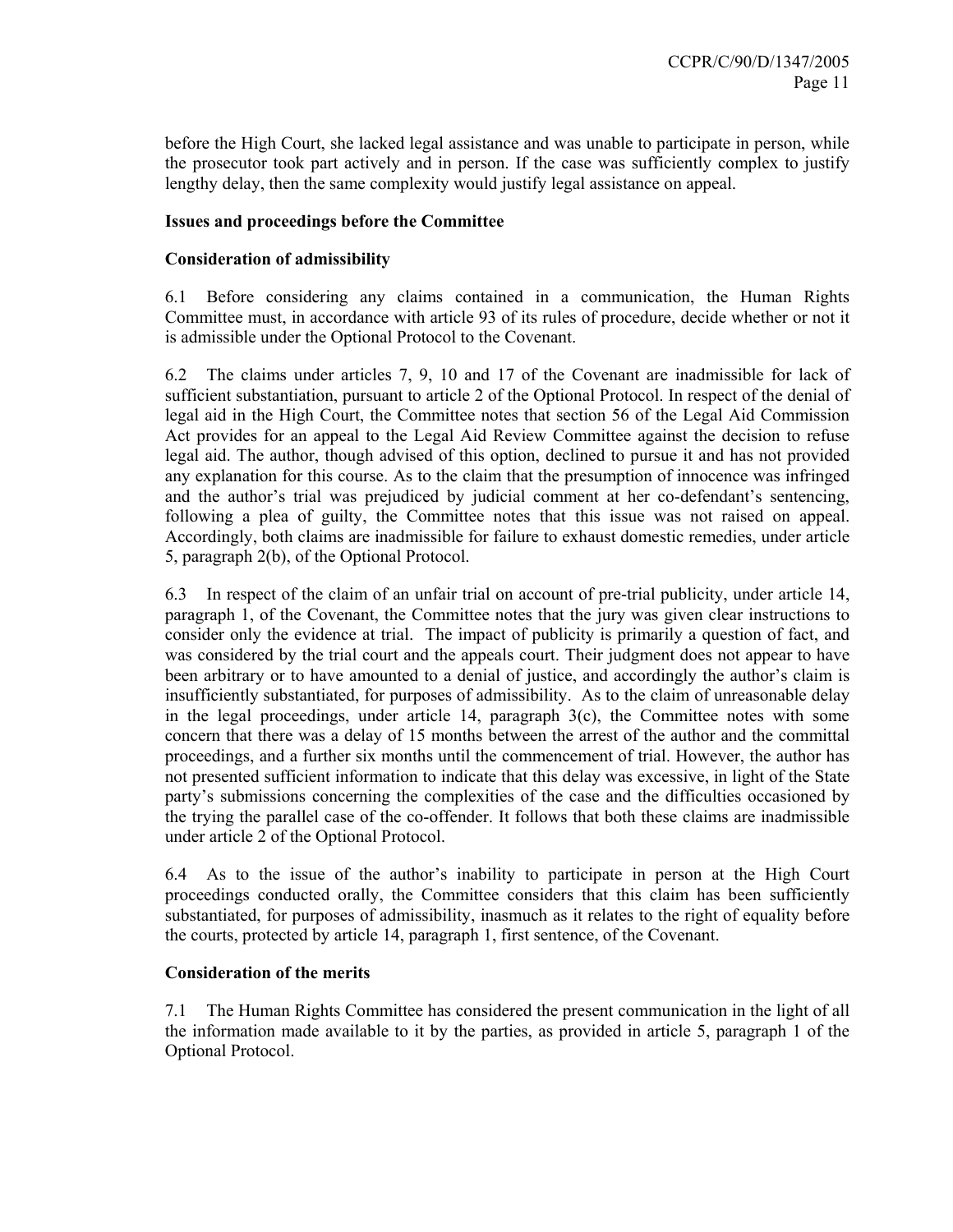before the High Court, she lacked legal assistance and was unable to participate in person, while the prosecutor took part actively and in person. If the case was sufficiently complex to justify lengthy delay, then the same complexity would justify legal assistance on appeal.

**Issues and proceedings before the Committee**

**Consideration of admissibility**

6.1 Before considering any claims contained in a communication, the Human Rights Committee must, in accordance with article 93 of its rules of procedure, decide whether or not it is admissible under the Optional Protocol to the Covenant.

6.2 The claims under articles 7, 9, 10 and 17 of the Covenant are inadmissible for lack of sufficient substantiation, pursuant to article 2 of the Optional Protocol. In respect of the denial of legal aid in the High Court, the Committee notes that section 56 of the Legal Aid Commission Act provides for an appeal to the Legal Aid Review Committee against the decision to refuse legal aid. The author, though advised of this option, declined to pursue it and has not provided any explanation for this course. As to the claim that the presumption of innocence was infringed and the author's trial was prejudiced by judicial comment at her co-defendant's sentencing, following a plea of guilty, the Committee notes that this issue was not raised on appeal. Accordingly, both claims are inadmissible for failure to exhaust domestic remedies, under article 5, paragraph 2(b), of the Optional Protocol.

6.3 In respect of the claim of an unfair trial on account of pre-trial publicity, under article 14, paragraph 1, of the Covenant, the Committee notes that the jury was given clear instructions to consider only the evidence at trial. The impact of publicity is primarily a question of fact, and was considered by the trial court and the appeals court. Their judgment does not appear to have been arbitrary or to have amounted to a denial of justice, and accordingly the author's claim is insufficiently substantiated, for purposes of admissibility. As to the claim of unreasonable delay in the legal proceedings, under article 14, paragraph 3(c), the Committee notes with some concern that there was a delay of 15 months between the arrest of the author and the committal proceedings, and a further six months until the commencement of trial. However, the author has not presented sufficient information to indicate that this delay was excessive, in light of the State party's submissions concerning the complexities of the case and the difficulties occasioned by the trying the parallel case of the co-offender. It follows that both these claims are inadmissible under article 2 of the Optional Protocol.

6.4 As to the issue of the author's inability to participate in person at the High Court proceedings conducted orally, the Committee considers that this claim has been sufficiently substantiated, for purposes of admissibility, inasmuch as it relates to the right of equality before the courts, protected by article 14, paragraph 1, first sentence, of the Covenant.

**Consideration of the merits**

7.1 The Human Rights Committee has considered the present communication in the light of all the information made available to it by the parties, as provided in article 5, paragraph 1 of the Optional Protocol.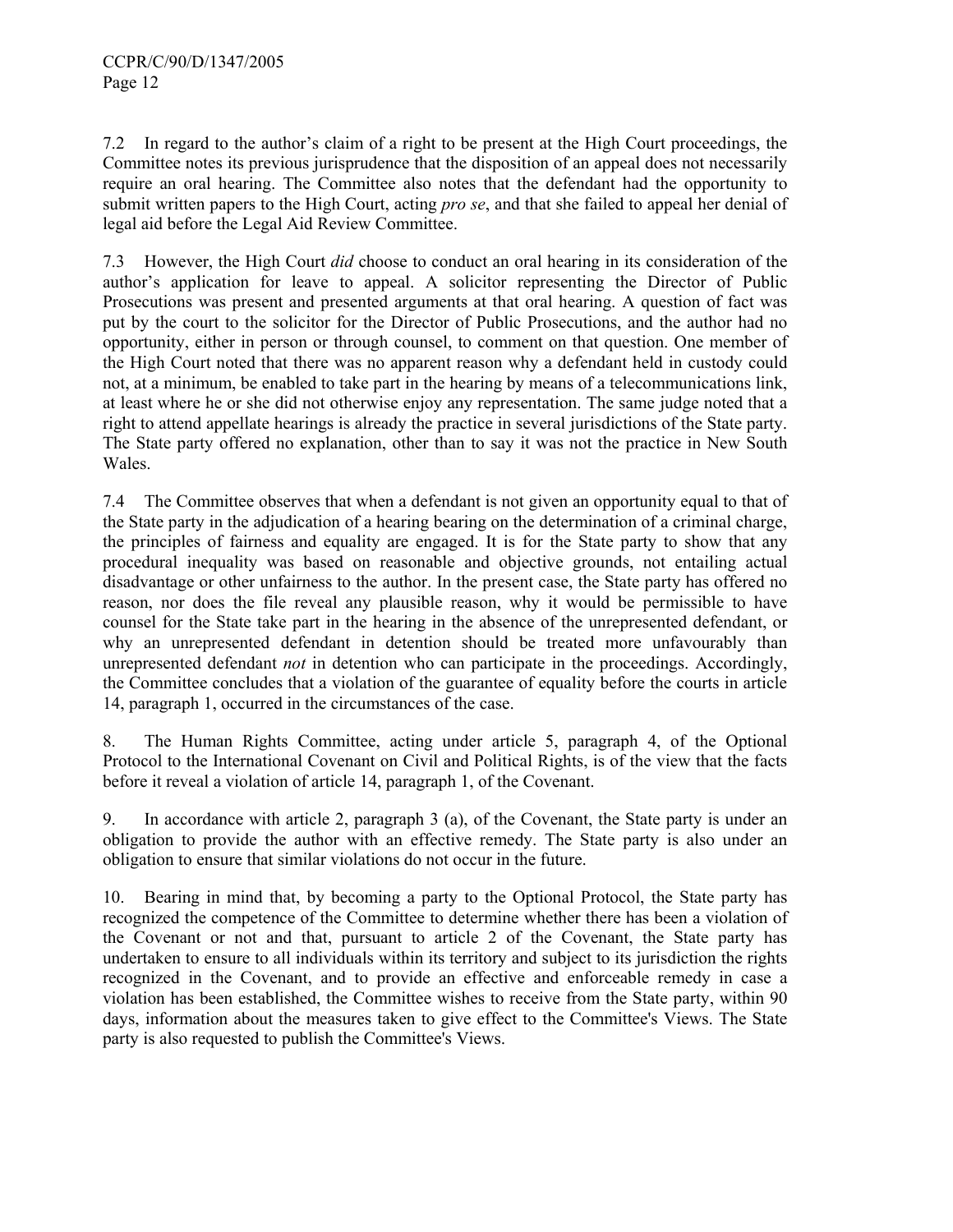7.2 In regard to the author's claim of a right to be present at the High Court proceedings, the Committee notes its previous jurisprudence that the disposition of an appeal does not necessarily require an oral hearing. The Committee also notes that the defendant had the opportunity to submit written papers to the High Court, acting *pro se*, and that she failed to appeal her denial of legal aid before the Legal Aid Review Committee.

7.3 However, the High Court *did* choose to conduct an oral hearing in its consideration of the author's application for leave to appeal. A solicitor representing the Director of Public Prosecutions was present and presented arguments at that oral hearing. A question of fact was put by the court to the solicitor for the Director of Public Prosecutions, and the author had no opportunity, either in person or through counsel, to comment on that question. One member of the High Court noted that there was no apparent reason why a defendant held in custody could not, at a minimum, be enabled to take part in the hearing by means of a telecommunications link, at least where he or she did not otherwise enjoy any representation. The same judge noted that a right to attend appellate hearings is already the practice in several jurisdictions of the State party. The State party offered no explanation, other than to say it was not the practice in New South Wales.

7.4 The Committee observes that when a defendant is not given an opportunity equal to that of the State party in the adjudication of a hearing bearing on the determination of a criminal charge, the principles of fairness and equality are engaged. It is for the State party to show that any procedural inequality was based on reasonable and objective grounds, not entailing actual disadvantage or other unfairness to the author. In the present case, the State party has offered no reason, nor does the file reveal any plausible reason, why it would be permissible to have counsel for the State take part in the hearing in the absence of the unrepresented defendant, or why an unrepresented defendant in detention should be treated more unfavourably than unrepresented defendant *not* in detention who can participate in the proceedings. Accordingly, the Committee concludes that a violation of the guarantee of equality before the courts in article 14, paragraph 1, occurred in the circumstances of the case.

8. The Human Rights Committee, acting under article 5, paragraph 4, of the Optional Protocol to the International Covenant on Civil and Political Rights, is of the view that the facts before it reveal a violation of article 14, paragraph 1, of the Covenant.

9. In accordance with article 2, paragraph 3 (a), of the Covenant, the State party is under an obligation to provide the author with an effective remedy. The State party is also under an obligation to ensure that similar violations do not occur in the future.

10. Bearing in mind that, by becoming a party to the Optional Protocol, the State party has recognized the competence of the Committee to determine whether there has been a violation of the Covenant or not and that, pursuant to article 2 of the Covenant, the State party has undertaken to ensure to all individuals within its territory and subject to its jurisdiction the rights recognized in the Covenant, and to provide an effective and enforceable remedy in case a violation has been established, the Committee wishes to receive from the State party, within 90 days, information about the measures taken to give effect to the Committee's Views. The State party is also requested to publish the Committee's Views.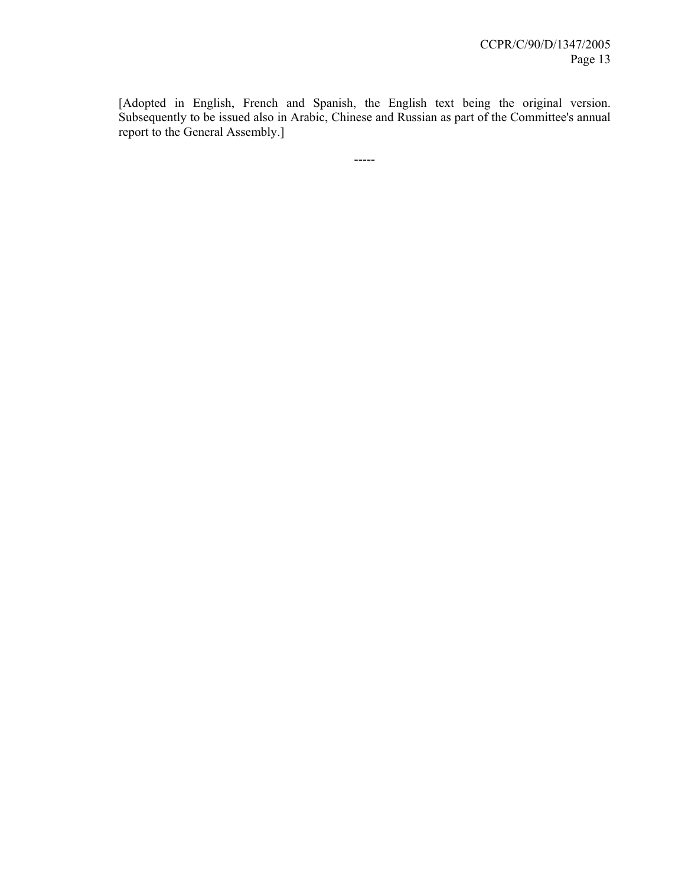[Adopted in English, French and Spanish, the English text being the original version. Subsequently to be issued also in Arabic, Chinese and Russian as part of the Committee's annual report to the General Assembly.]

-----